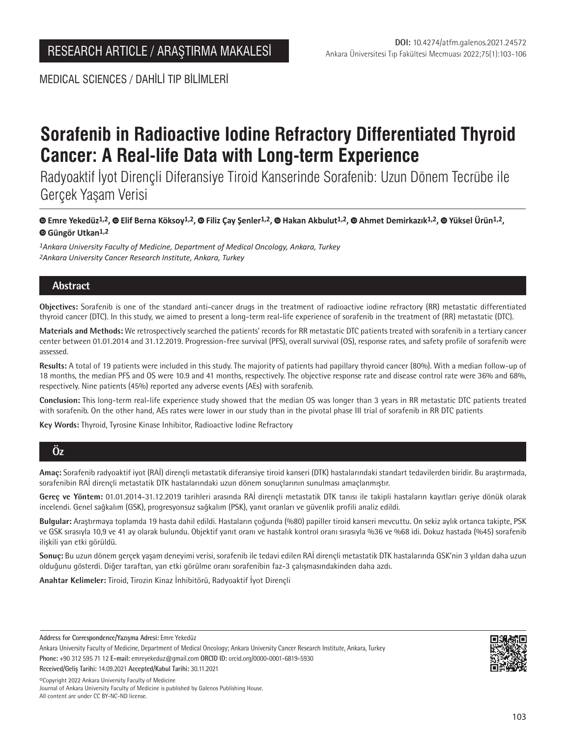RESEARCH ARTICLE / ARAŞTIRMA MAKALESİ

**DOI:** 10.4274/atfm.galenos.2021.24572

MEDICAL SCIENCES / DAHİLİ TIP BİLİMLERİ

# Sorafenib in Radioactive Iodine Refractory Differentiated Thyroid Cancer: A Real-life Data with Long-term Experience

Radyoaktif İyot Dirençli Diferansiye Tiroid Kanserinde Sorafenib: Uzun Dönem Tecrübe ile Gerçek Yaşam Verisi

**Emre Yekedüz[1,2], Elif Berna Köksoy[1,2], Filiz Çay Şenler[1,2], Hakan Akbulut[1,2], Ahmet Demirkazık[1,2], Yüksel Ürün[1,2], Güngör Utkan[1,2]**

*[1]Ankara University Faculty of Medicine, Department of Medical Oncology, Ankara, Turkey*
*[2]Ankara University Cancer Research Institute, Ankara, Turkey*

## Abstract

**Objectives:** Sorafenib is one of the standard anti-cancer drugs in the treatment of radioactive iodine refractory (RR) metastatic differentiated thyroid cancer (DTC). In this study, we aimed to present a long-term real-life experience of sorafenib in the treatment of (RR) metastatic (DTC).

**Materials and Methods:** We retrospectively searched the patients' records for RR metastatic DTC patients treated with sorafenib in a tertiary cancer center between 01.01.2014 and 31.12.2019. Progression-free survival (PFS), overall survival (OS), response rates, and safety profile of sorafenib were assessed.

**Results:** A total of 19 patients were included in this study. The majority of patients had papillary thyroid cancer (80%). With a median follow-up of 18 months, the median PFS and OS were 10.9 and 41 months, respectively. The objective response rate and disease control rate were 36% and 68%, respectively. Nine patients (45%) reported any adverse events (AEs) with sorafenib.

**Conclusion:** This long-term real-life experience study showed that the median OS was longer than 3 years in RR metastatic DTC patients treated with sorafenib. On the other hand, AEs rates were lower in our study than in the pivotal phase III trial of sorafenib in RR DTC patients

**Key Words:** Thyroid, Tyrosine Kinase Inhibitor, Radioactive Iodine Refractory

## Öz

**Amaç:** Sorafenib radyoaktif iyot (RAİ) dirençli metastatik diferansiye tiroid kanseri (DTK) hastalarındaki standart tedavilerden biridir. Bu araştırmada, sorafenibin RAİ dirençli metastatik DTK hastalarındaki uzun dönem sonuçlarının sunulması amaçlanmıştır.

**Gereç ve Yöntem:** 01.01.2014-31.12.2019 tarihleri arasında RAİ dirençli metastatik DTK tanısı ile takipli hastaların kayıtları geriye dönük olarak incelendi. Genel sağkalım (GSK), progresyonsuz sağkalım (PSK), yanıt oranları ve güvenlik profili analiz edildi.

**Bulgular:** Araştırmaya toplamda 19 hasta dahil edildi. Hastaların çoğunda (%80) papiller tiroid kanseri mevcuttu. On sekiz aylık ortanca takipte, PSK ve GSK sırasıyla 10,9 ve 41 ay olarak bulundu. Objektif yanıt oranı ve hastalık kontrol oranı sırasıyla %36 ve %68 idi. Dokuz hastada (%45) sorafenib ilişkili yan etki görüldü.

**Sonuç:** Bu uzun dönem gerçek yaşam deneyimi verisi, sorafenib ile tedavi edilen RAİ dirençli metastatik DTK hastalarında GSK'nin 3 yıldan daha uzun olduğunu gösterdi. Diğer taraftan, yan etki görülme oranı sorafenibin faz-3 çalışmasındakinden daha azdı.

**Anahtar Kelimeler:** Tiroid, Tirozin Kinaz İnhibitörü, Radyoaktif İyot Dirençli

---

**Address for Correspondence/Yazışma Adresi:** Emre Yekedüz
Ankara University Faculty of Medicine, Department of Medical Oncology; Ankara University Cancer Research Institute, Ankara, Turkey
**Phone:** +90 312 595 71 12 **E-mail:** emreyekeduz@gmail.com **ORCID ID:** orcid.org/0000-0001-6819-5930
**Received/Geliş Tarihi:** 14.09.2021 **Accepted/Kabul Tarihi:** 30.11.2021

©Copyright 2022 Ankara University Faculty of Medicine
Journal of Ankara University Faculty of Medicine is published by Galenos Publishing House.
All content are under CC BY-NC-ND license.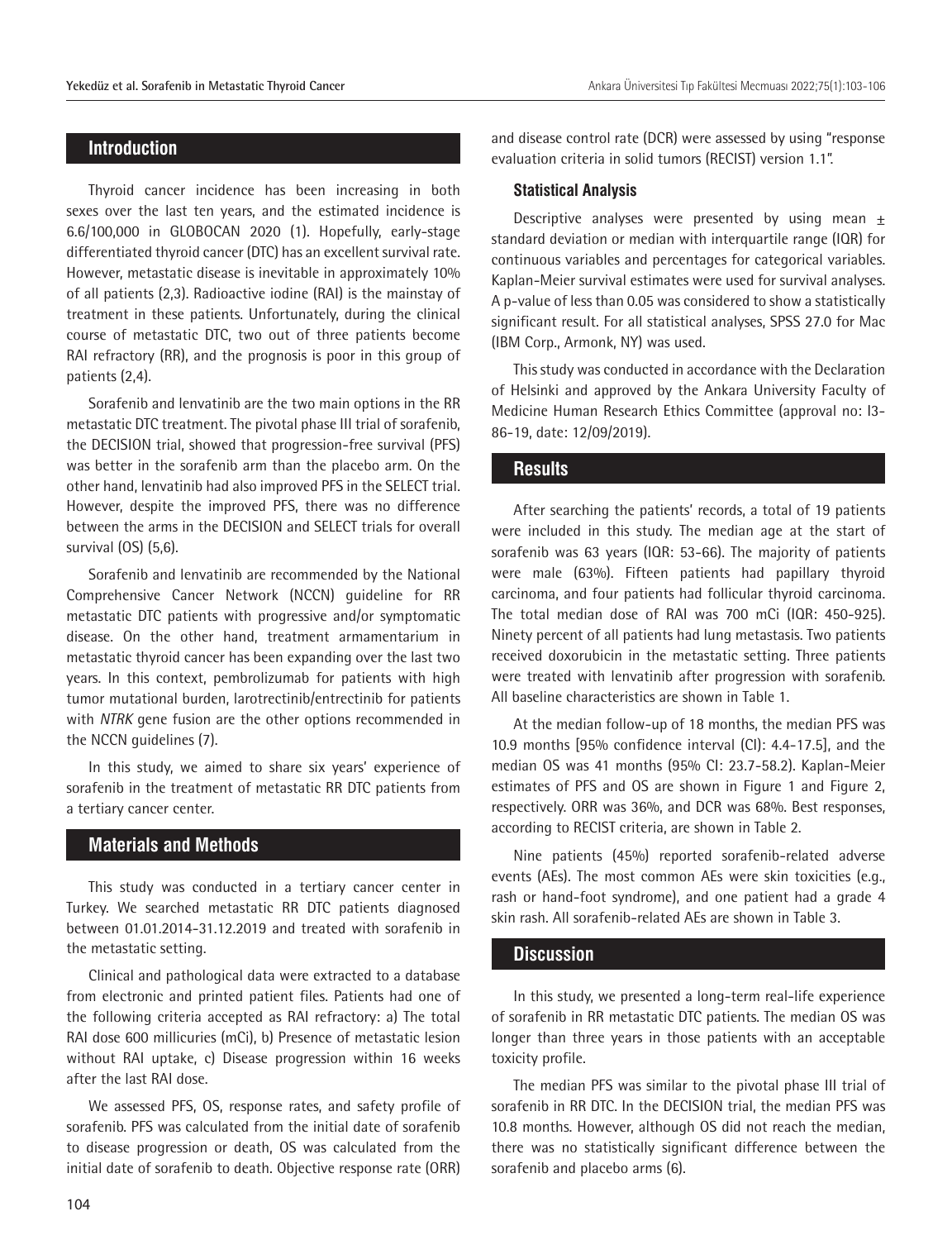## Introduction

Thyroid cancer incidence has been increasing in both sexes over the last ten years, and the estimated incidence is 6.6/100,000 in GLOBOCAN 2020 (1). Hopefully, early-stage differentiated thyroid cancer (DTC) has an excellent survival rate. However, metastatic disease is inevitable in approximately 10% of all patients (2,3). Radioactive iodine (RAI) is the mainstay of treatment in these patients. Unfortunately, during the clinical course of metastatic DTC, two out of three patients become RAI refractory (RR), and the prognosis is poor in this group of patients (2,4).

Sorafenib and lenvatinib are the two main options in the RR metastatic DTC treatment. The pivotal phase III trial of sorafenib, the DECISION trial, showed that progression-free survival (PFS) was better in the sorafenib arm than the placebo arm. On the other hand, lenvatinib had also improved PFS in the SELECT trial. However, despite the improved PFS, there was no difference between the arms in the DECISION and SELECT trials for overall survival (OS) (5,6).

Sorafenib and lenvatinib are recommended by the National Comprehensive Cancer Network (NCCN) guideline for RR metastatic DTC patients with progressive and/or symptomatic disease. On the other hand, treatment armamentarium in metastatic thyroid cancer has been expanding over the last two years. In this context, pembrolizumab for patients with high tumor mutational burden, larotrectinib/entrectinib for patients with *NTRK* gene fusion are the other options recommended in the NCCN guidelines (7).

In this study, we aimed to share six years' experience of sorafenib in the treatment of metastatic RR DTC patients from a tertiary cancer center.

## Materials and Methods

This study was conducted in a tertiary cancer center in Turkey. We searched metastatic RR DTC patients diagnosed between 01.01.2014-31.12.2019 and treated with sorafenib in the metastatic setting.

Clinical and pathological data were extracted to a database from electronic and printed patient files. Patients had one of the following criteria accepted as RAI refractory: a) The total RAI dose 600 millicuries (mCi), b) Presence of metastatic lesion without RAI uptake, c) Disease progression within 16 weeks after the last RAI dose.

We assessed PFS, OS, response rates, and safety profile of sorafenib. PFS was calculated from the initial date of sorafenib to disease progression or death, OS was calculated from the initial date of sorafenib to death. Objective response rate (ORR) and disease control rate (DCR) were assessed by using "response evaluation criteria in solid tumors (RECIST) version 1.1".

### Statistical Analysis

Descriptive analyses were presented by using mean ± standard deviation or median with interquartile range (IQR) for continuous variables and percentages for categorical variables. Kaplan-Meier survival estimates were used for survival analyses. A p-value of less than 0.05 was considered to show a statistically significant result. For all statistical analyses, SPSS 27.0 for Mac (IBM Corp., Armonk, NY) was used.

This study was conducted in accordance with the Declaration of Helsinki and approved by the Ankara University Faculty of Medicine Human Research Ethics Committee (approval no: I3-86-19, date: 12/09/2019).

## Results

After searching the patients' records, a total of 19 patients were included in this study. The median age at the start of sorafenib was 63 years (IQR: 53-66). The majority of patients were male (63%). Fifteen patients had papillary thyroid carcinoma, and four patients had follicular thyroid carcinoma. The total median dose of RAI was 700 mCi (IQR: 450-925). Ninety percent of all patients had lung metastasis. Two patients received doxorubicin in the metastatic setting. Three patients were treated with lenvatinib after progression with sorafenib. All baseline characteristics are shown in Table 1.

At the median follow-up of 18 months, the median PFS was 10.9 months [95% confidence interval (CI): 4.4-17.5], and the median OS was 41 months (95% CI: 23.7-58.2). Kaplan-Meier estimates of PFS and OS are shown in Figure 1 and Figure 2, respectively. ORR was 36%, and DCR was 68%. Best responses, according to RECIST criteria, are shown in Table 2.

Nine patients (45%) reported sorafenib-related adverse events (AEs). The most common AEs were skin toxicities (e.g., rash or hand-foot syndrome), and one patient had a grade 4 skin rash. All sorafenib-related AEs are shown in Table 3.

## Discussion

In this study, we presented a long-term real-life experience of sorafenib in RR metastatic DTC patients. The median OS was longer than three years in those patients with an acceptable toxicity profile.

The median PFS was similar to the pivotal phase III trial of sorafenib in RR DTC. In the DECISION trial, the median PFS was 10.8 months. However, although OS did not reach the median, there was no statistically significant difference between the sorafenib and placebo arms (6).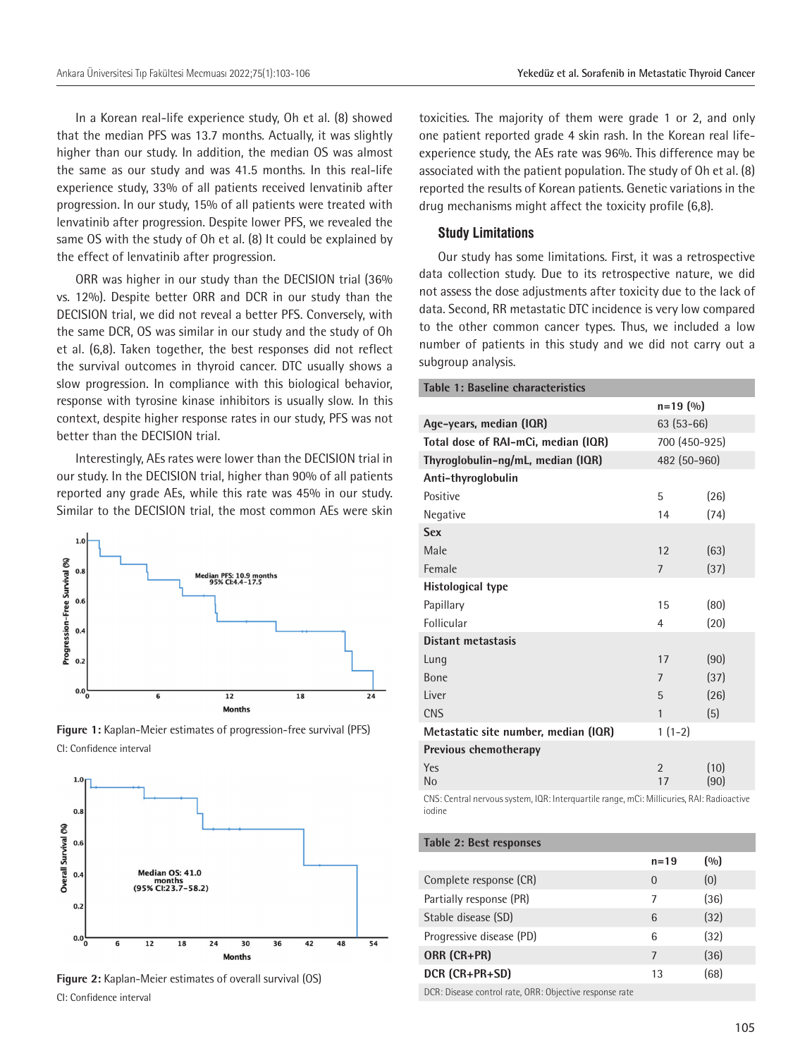In a Korean real-life experience study, Oh et al. (8) showed that the median PFS was 13.7 months. Actually, it was slightly higher than our study. In addition, the median OS was almost the same as our study and was 41.5 months. In this real-life experience study, 33% of all patients received lenvatinib after progression. In our study, 15% of all patients were treated with lenvatinib after progression. Despite lower PFS, we revealed the same OS with the study of Oh et al. (8) It could be explained by the effect of lenvatinib after progression.

ORR was higher in our study than the DECISION trial (36% vs. 12%). Despite better ORR and DCR in our study than the DECISION trial, we did not reveal a better PFS. Conversely, with the same DCR, OS was similar in our study and the study of Oh et al. (6,8). Taken together, the best responses did not reflect the survival outcomes in thyroid cancer. DTC usually shows a slow progression. In compliance with this biological behavior, response with tyrosine kinase inhibitors is usually slow. In this context, despite higher response rates in our study, PFS was not better than the DECISION trial.

Interestingly, AEs rates were lower than the DECISION trial in our study. In the DECISION trial, higher than 90% of all patients reported any grade AEs, while this rate was 45% in our study. Similar to the DECISION trial, the most common AEs were skin toxicities. The majority of them were grade 1 or 2, and only one patient reported grade 4 skin rash. In the Korean real-life-experience study, the AEs rate was 96%. This difference may be associated with the patient population. The study of Oh et al. (8) reported the results of Korean patients. Genetic variations in the drug mechanisms might affect the toxicity profile (6,8).

Median PFS: 10.9 months
95% CI:4.4-17.5

**Figure 1:** Kaplan-Meier estimates of progression-free survival (PFS)

CI: Confidence interval

Median OS: 41.0 months
(95% CI:23.7-58.2)

**Figure 2:** Kaplan-Meier estimates of overall survival (OS)

CI: Confidence interval

### Study Limitations

Our study has some limitations. First, it was a retrospective data collection study. Due to its retrospective nature, we did not assess the dose adjustments after toxicity due to the lack of data. Second, RR metastatic DTC incidence is very low compared to the other common cancer types. Thus, we included a low number of patients in this study and we did not carry out a subgroup analysis.

**Table 1: Baseline characteristics**

| | n=19 | (%) |
|---|---|---|
| **Age-years, median (IQR)** | 63 (53-66) | |
| **Total dose of RAI-mCi, median (IQR)** | 700 (450-925) | |
| **Thyroglobulin-ng/mL, median (IQR)** | 482 (50-960) | |
| **Anti-thyroglobulin** | | |
| Positive | 5 | (26) |
| Negative | 14 | (74) |
| **Sex** | | |
| Male | 12 | (63) |
| Female | 7 | (37) |
| **Histological type** | | |
| Papillary | 15 | (80) |
| Follicular | 4 | (20) |
| **Distant metastasis** | | |
| Lung | 17 | (90) |
| Bone | 7 | (37) |
| Liver | 5 | (26) |
| CNS | 1 | (5) |
| **Metastatic site number, median (IQR)** | 1 (1-2) | |
| **Previous chemotherapy** | | |
| Yes | 2 | (10) |
| No | 17 | (90) |

CNS: Central nervous system, IQR: Interquartile range, mCi: Millicuries, RAI: Radioactive iodine

**Table 2: Best responses**

| | n=19 | (%) |
|---|---|---|
| Complete response (CR) | 0 | (0) |
| Partially response (PR) | 7 | (36) |
| Stable disease (SD) | 6 | (32) |
| Progressive disease (PD) | 6 | (32) |
| **ORR (CR+PR)** | 7 | (36) |
| **DCR (CR+PR+SD)** | 13 | (68) |

DCR: Disease control rate, ORR: Objective response rate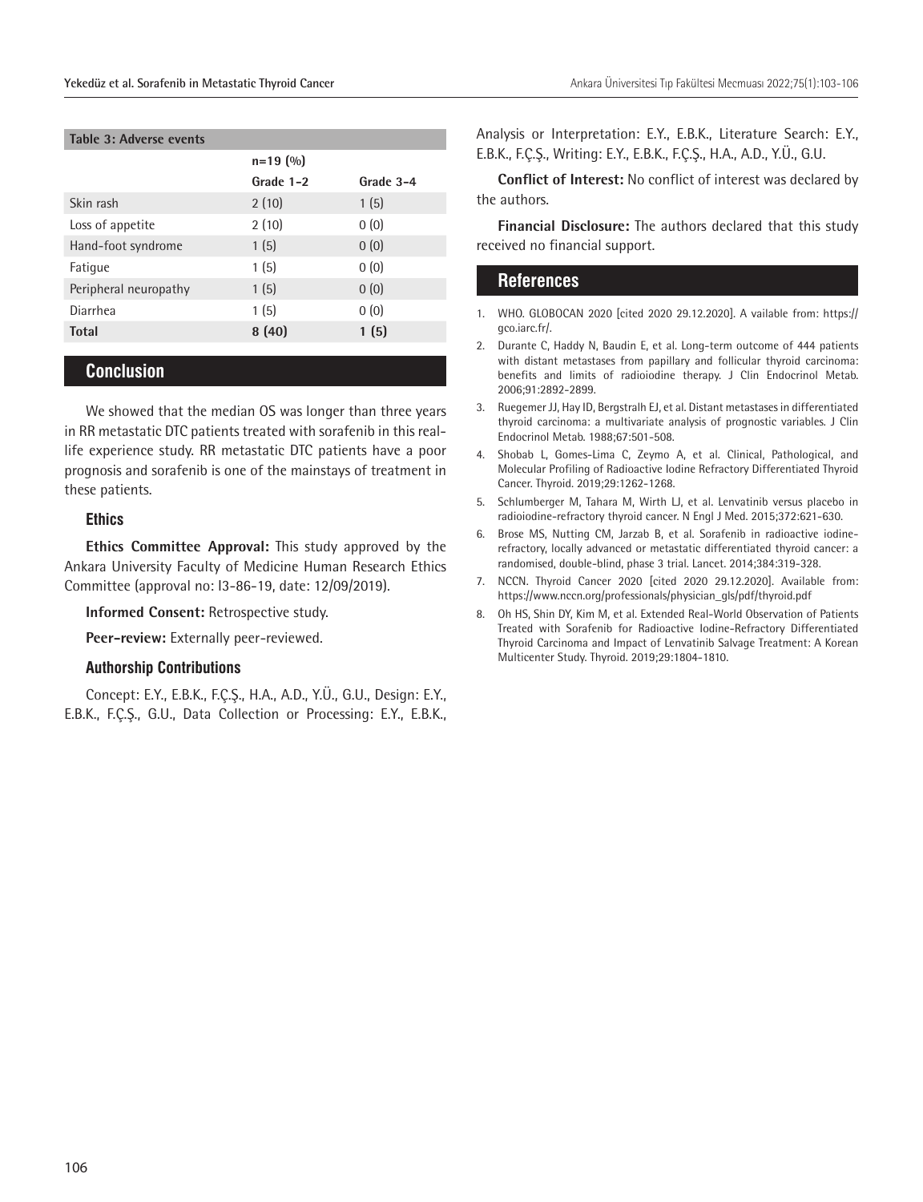**Table 3: Adverse events**

| | n=19 (%) | |
|---|---|---|
| | Grade 1-2 | Grade 3-4 |
| Skin rash | 2 (10) | 1 (5) |
| Loss of appetite | 2 (10) | 0 (0) |
| Hand-foot syndrome | 1 (5) | 0 (0) |
| Fatigue | 1 (5) | 0 (0) |
| Peripheral neuropathy | 1 (5) | 0 (0) |
| Diarrhea | 1 (5) | 0 (0) |
| **Total** | **8 (40)** | **1 (5)** |

## Conclusion

We showed that the median OS was longer than three years in RR metastatic DTC patients treated with sorafenib in this real-life experience study. RR metastatic DTC patients have a poor prognosis and sorafenib is one of the mainstays of treatment in these patients.

### Ethics

**Ethics Committee Approval:** This study approved by the Ankara University Faculty of Medicine Human Research Ethics Committee (approval no: I3-86-19, date: 12/09/2019).

**Informed Consent:** Retrospective study.

**Peer-review:** Externally peer-reviewed.

### Authorship Contributions

Concept: E.Y., E.B.K., F.Ç.Ş., H.A., A.D., Y.Ü., G.U., Design: E.Y., E.B.K., F.Ç.Ş., G.U., Data Collection or Processing: E.Y., E.B.K., Analysis or Interpretation: E.Y., E.B.K., Literature Search: E.Y., E.B.K., F.Ç.Ş., Writing: E.Y., E.B.K., F.Ç.Ş., H.A., A.D., Y.Ü., G.U.

**Conflict of Interest:** No conflict of interest was declared by the authors.

**Financial Disclosure:** The authors declared that this study received no financial support.

## References

1. WHO. GLOBOCAN 2020 [cited 2020 29.12.2020]. A vailable from: https://gco.iarc.fr/.
2. Durante C, Haddy N, Baudin E, et al. Long-term outcome of 444 patients with distant metastases from papillary and follicular thyroid carcinoma: benefits and limits of radioiodine therapy. J Clin Endocrinol Metab. 2006;91:2892-2899.
3. Ruegemer JJ, Hay ID, Bergstralh EJ, et al. Distant metastases in differentiated thyroid carcinoma: a multivariate analysis of prognostic variables. J Clin Endocrinol Metab. 1988;67:501-508.
4. Shobab L, Gomes-Lima C, Zeymo A, et al. Clinical, Pathological, and Molecular Profiling of Radioactive Iodine Refractory Differentiated Thyroid Cancer. Thyroid. 2019;29:1262-1268.
5. Schlumberger M, Tahara M, Wirth LJ, et al. Lenvatinib versus placebo in radioiodine-refractory thyroid cancer. N Engl J Med. 2015;372:621-630.
6. Brose MS, Nutting CM, Jarzab B, et al. Sorafenib in radioactive iodine-refractory, locally advanced or metastatic differentiated thyroid cancer: a randomised, double-blind, phase 3 trial. Lancet. 2014;384:319-328.
7. NCCN. Thyroid Cancer 2020 [cited 2020 29.12.2020]. Available from: https://www.nccn.org/professionals/physician_gls/pdf/thyroid.pdf
8. Oh HS, Shin DY, Kim M, et al. Extended Real-World Observation of Patients Treated with Sorafenib for Radioactive Iodine-Refractory Differentiated Thyroid Carcinoma and Impact of Lenvatinib Salvage Treatment: A Korean Multicenter Study. Thyroid. 2019;29:1804-1810.